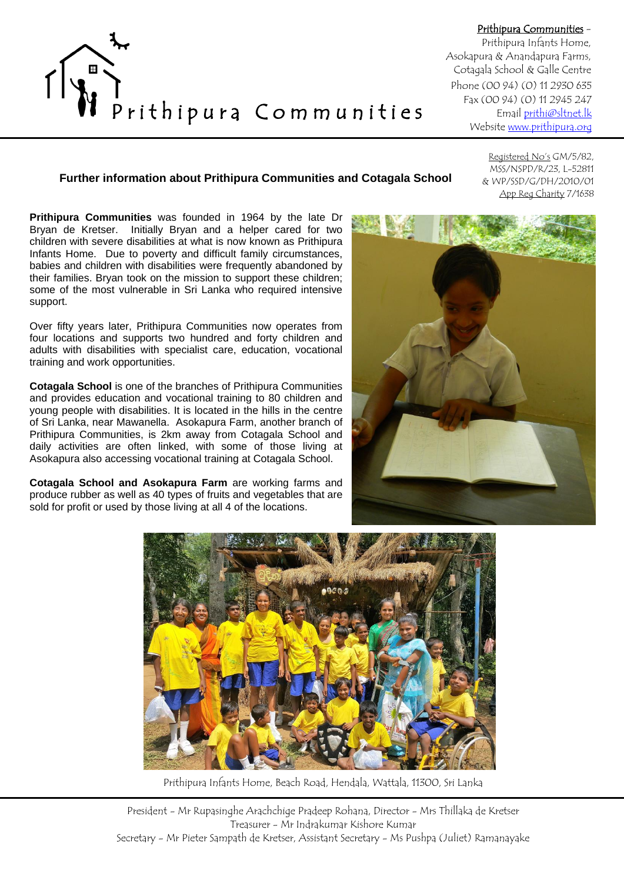Prithipura Communities

**Prithipura Communities** –
Prithipura Infants Home,
Asokapura & Anandapura Farms,
Cotagala School & Galle Centre
Phone (00 94) (0) 11 2930 635
Fax (00 94) (0) 11 2945 247
Email prithi@sltnet.lk
Website www.prithipura.org

Registered No's GM/5/82,
MSS/NSPD/R/23, L-52811
& WP/SSD/G/DH/2010/01
App Reg Charity 7/1638

## Further information about Prithipura Communities and Cotagala School

**Prithipura Communities** was founded in 1964 by the late Dr Bryan de Kretser. Initially Bryan and a helper cared for two children with severe disabilities at what is now known as Prithipura Infants Home. Due to poverty and difficult family circumstances, babies and children with disabilities were frequently abandoned by their families. Bryan took on the mission to support these children; some of the most vulnerable in Sri Lanka who required intensive support.

Over fifty years later, Prithipura Communities now operates from four locations and supports two hundred and forty children and adults with disabilities with specialist care, education, vocational training and work opportunities.

**Cotagala School** is one of the branches of Prithipura Communities and provides education and vocational training to 80 children and young people with disabilities. It is located in the hills in the centre of Sri Lanka, near Mawanella. Asokapura Farm, another branch of Prithipura Communities, is 2km away from Cotagala School and daily activities are often linked, with some of those living at Asokapura also accessing vocational training at Cotagala School.

**Cotagala School and Asokapura Farm** are working farms and produce rubber as well as 40 types of fruits and vegetables that are sold for profit or used by those living at all 4 of the locations.

Prithipura Infants Home, Beach Road, Hendala, Wattala, 11300, Sri Lanka

President – Mr Rupasinghe Arachchige Pradeep Rohana, Director – Mrs Thillaka de Kretser
Treasurer – Mr Indrakumar Kishore Kumar
Secretary – Mr Pieter Sampath de Kretser, Assistant Secretary – Ms Pushpa (Juliet) Ramanayake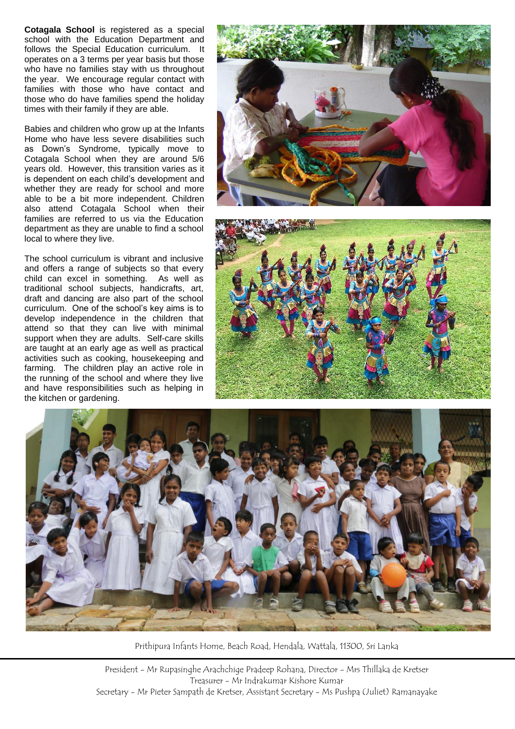**Cotagala School** is registered as a special school with the Education Department and follows the Special Education curriculum. It operates on a 3 terms per year basis but those who have no families stay with us throughout the year. We encourage regular contact with families with those who have contact and those who do have families spend the holiday times with their family if they are able.

Babies and children who grow up at the Infants Home who have less severe disabilities such as Down's Syndrome, typically move to Cotagala School when they are around 5/6 years old. However, this transition varies as it is dependent on each child's development and whether they are ready for school and more able to be a bit more independent. Children also attend Cotagala School when their families are referred to us via the Education department as they are unable to find a school local to where they live.

The school curriculum is vibrant and inclusive and offers a range of subjects so that every child can excel in something. As well as traditional school subjects, handicrafts, art, draft and dancing are also part of the school curriculum. One of the school's key aims is to develop independence in the children that attend so that they can live with minimal support when they are adults. Self-care skills are taught at an early age as well as practical activities such as cooking, housekeeping and farming. The children play an active role in the running of the school and where they live and have responsibilities such as helping in the kitchen or gardening.

Prithipura Infants Home, Beach Road, Hendala, Wattala, 11300, Sri Lanka

President - Mr Rupasinghe Arachchige Pradeep Rohana, Director - Mrs Thillaka de Kretser
Treasurer - Mr Indrakumar Kishore Kumar
Secretary - Mr Pieter Sampath de Kretser, Assistant Secretary - Ms Pushpa (Juliet) Ramanayake